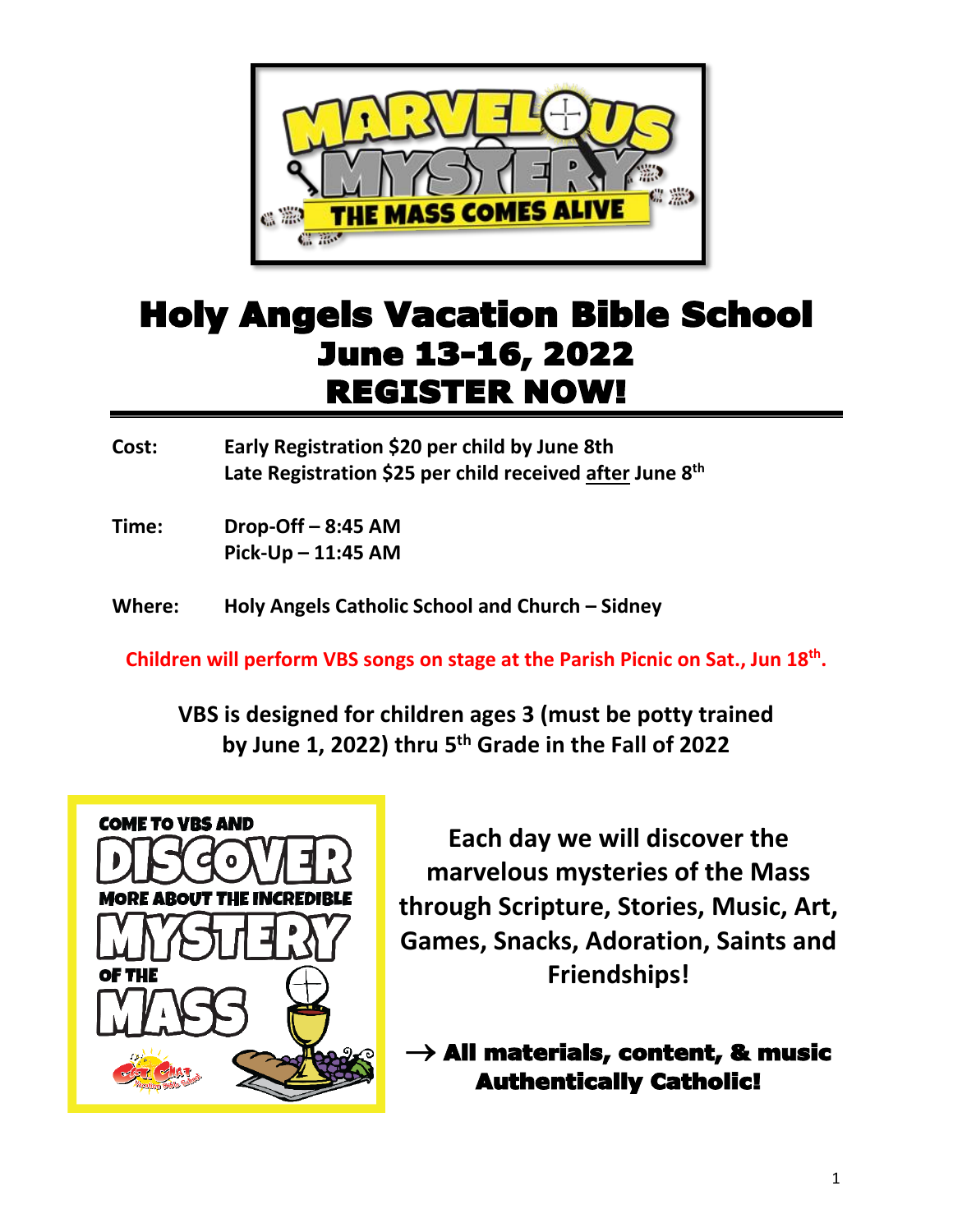# Holy Angels Vacation Bible School
## June 13-16, 2022
## REGISTER NOW!

**Cost:** **Early Registration \$20 per child by June 8th**
**Late Registration \$25 per child received after June 8th**

**Time:** **Drop-Off – 8:45 AM**
**Pick-Up – 11:45 AM**

**Where:** **Holy Angels Catholic School and Church – Sidney**

**Children will perform VBS songs on stage at the Parish Picnic on Sat., Jun 18th.**

**VBS is designed for children ages 3 (must be potty trained by June 1, 2022) thru 5th Grade in the Fall of 2022**

**Each day we will discover the marvelous mysteries of the Mass through Scripture, Stories, Music, Art, Games, Snacks, Adoration, Saints and Friendships!**

**→ All materials, content, & music Authentically Catholic!**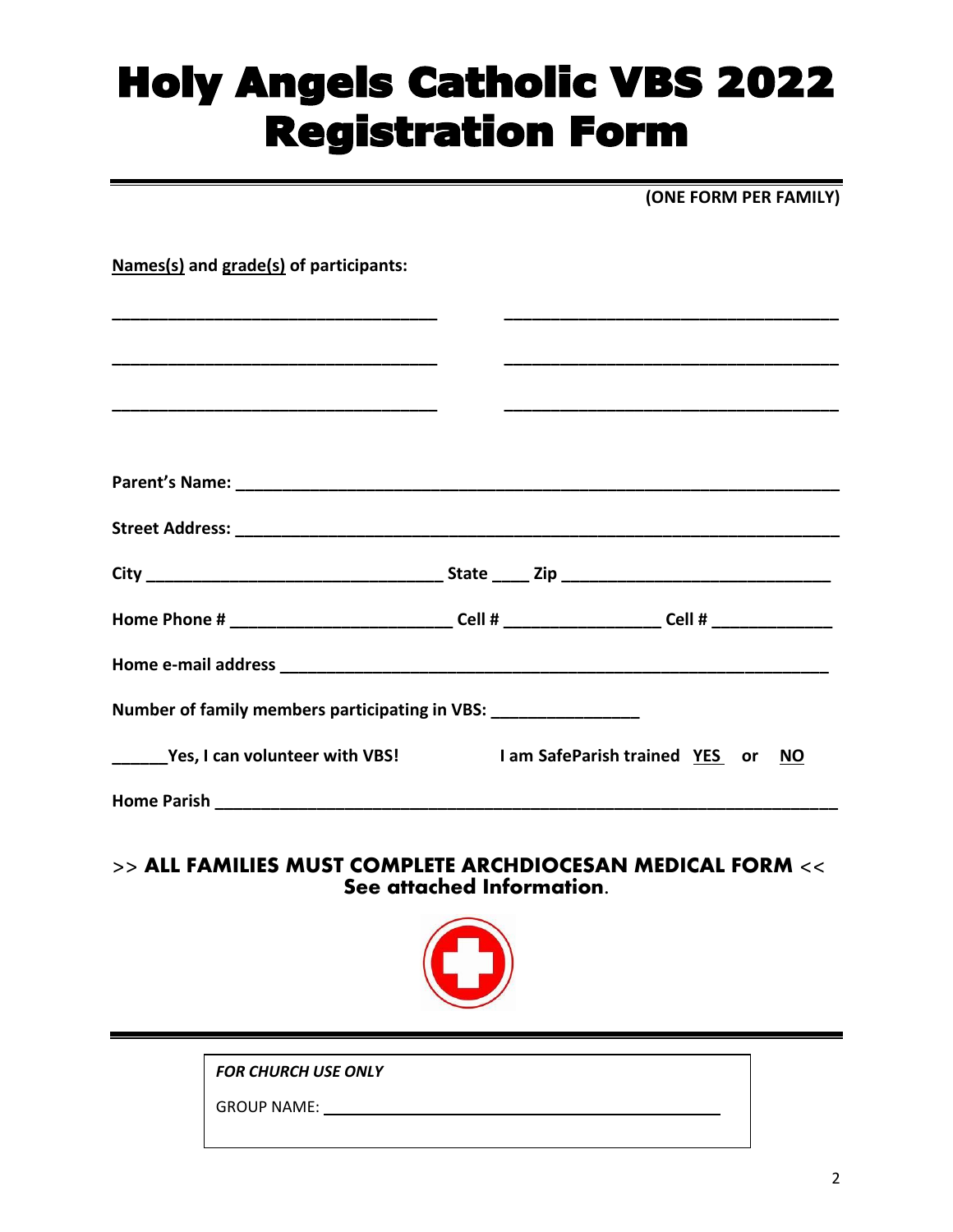# Holy Angels Catholic VBS 2022 Registration Form

**(ONE FORM PER FAMILY)**

**Names(s) and grade(s) of participants:**

___________________________________ ___________________________________

___________________________________ ___________________________________

___________________________________ ___________________________________

**Parent's Name:** ___________________________________________________________

**Street Address:** ___________________________________________________________

**City** ________________________________ **State** ____ **Zip** __________________________

**Home Phone #** ______________________ **Cell #** ________________ **Cell #** _____________

**Home e-mail address** ______________________________________________________

**Number of family members participating in VBS:** _______________

______**Yes, I can volunteer with VBS!** **I am SafeParish trained YES or NO**

**Home Parish** _____________________________________________________________

**>> ALL FAMILIES MUST COMPLETE ARCHDIOCESAN MEDICAL FORM <<**
**See attached Information.**

*FOR CHURCH USE ONLY*

GROUP NAME: _______________________________________